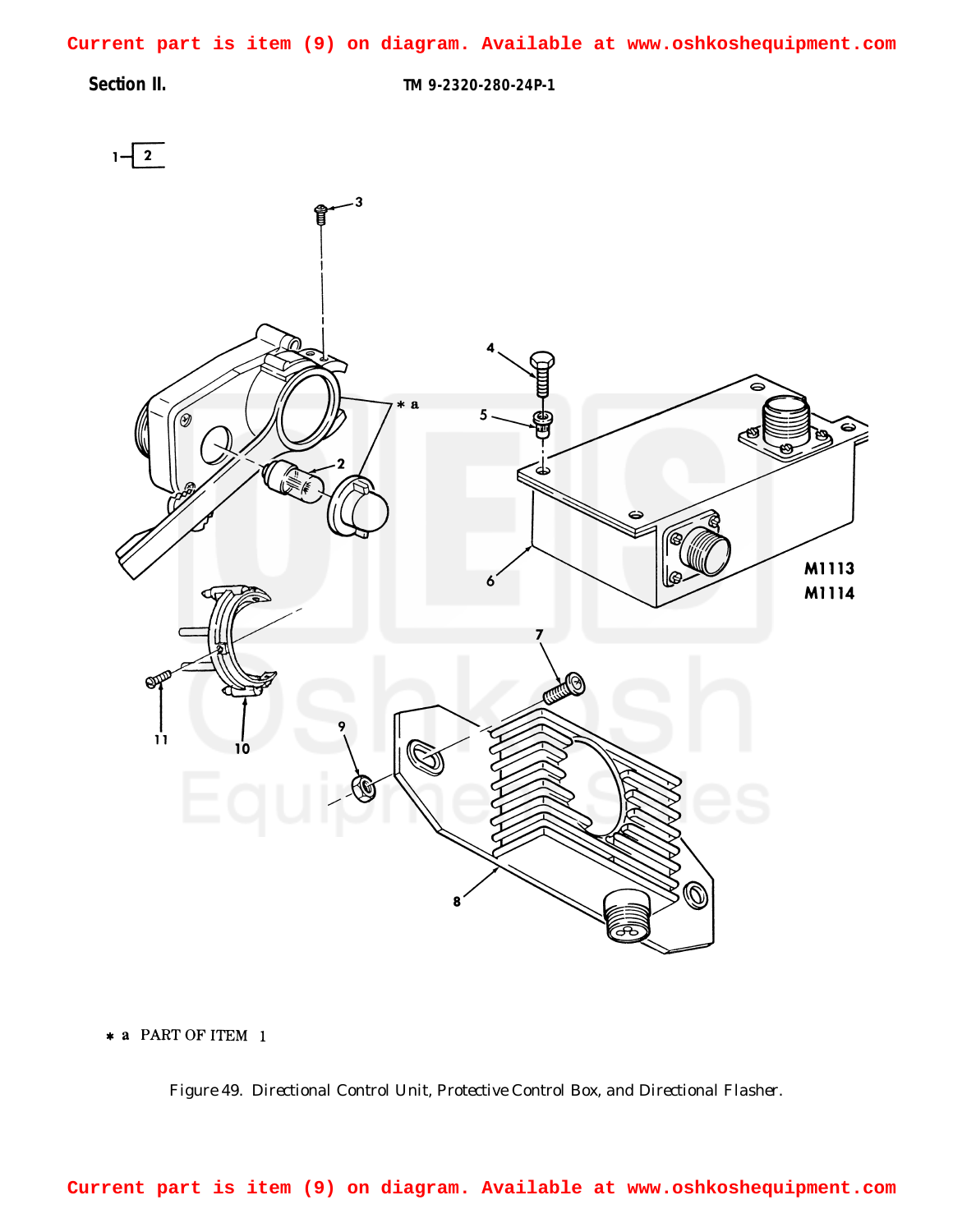Current part is item (9) on diagram. Available at www.oshkoshequipment.com

Section II.

TM 9-2320-280-24P-1

1 2

3

4

5

* a

2

6

M1113
M1114

7

11

10

9

8

* a PART OF ITEM 1

Figure 49. Directional Control Unit, Protective Control Box, and Directional Flasher.

Current part is item (9) on diagram. Available at www.oshkoshequipment.com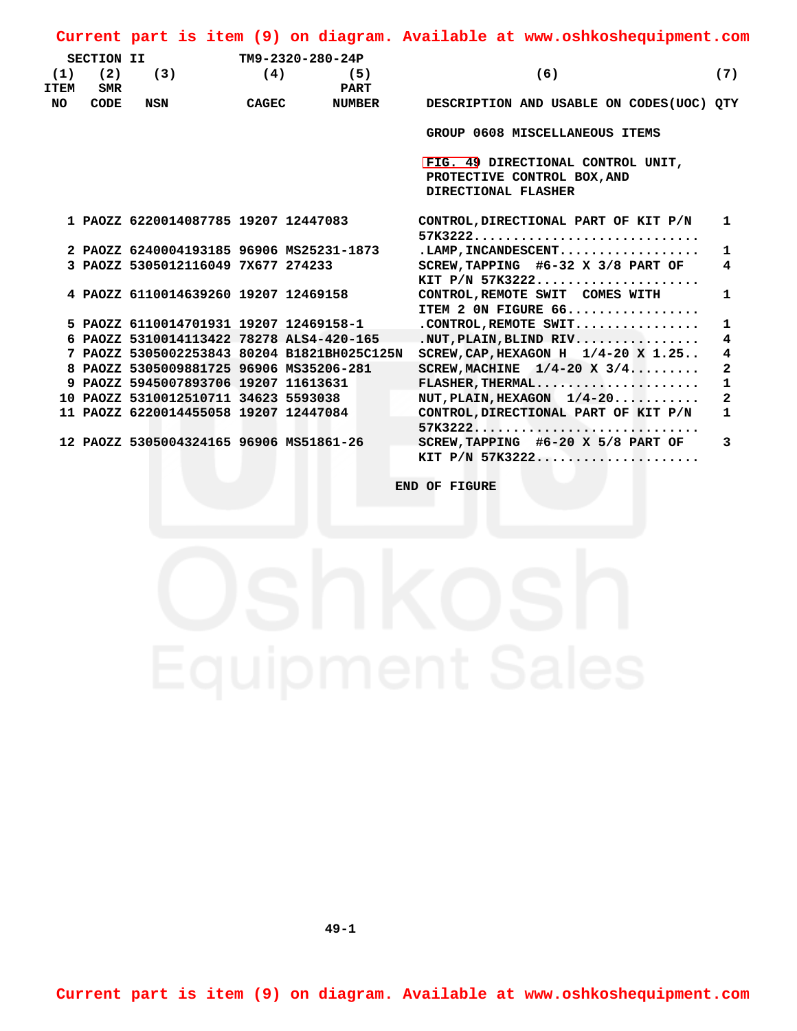Current part is item (9) on diagram. Available at www.oshkoshequipment.com

SECTION II TM9-2320-280-24P

| (1) ITEM NO | (2) SMR CODE | (3) NSN | (4) CAGEC | (5) PART NUMBER | (6) DESCRIPTION AND USABLE ON CODES(UOC) | (7) QTY |
|---|---|---|---|---|---|---|
| | | | | | GROUP 0608 MISCELLANEOUS ITEMS | |
| | | | | | FIG. 49 DIRECTIONAL CONTROL UNIT, PROTECTIVE CONTROL BOX,AND DIRECTIONAL FLASHER | |
| 1 | PAOZZ | 6220014087785 | 19207 | 12447083 | CONTROL,DIRECTIONAL PART OF KIT P/N 57K3222............................. | 1 |
| 2 | PAOZZ | 6240004193185 | 96906 | MS25231-1873 | .LAMP,INCANDESCENT................. | 1 |
| 3 | PAOZZ | 5305012116049 | 7X677 | 274233 | SCREW,TAPPING #6-32 X 3/8 PART OF KIT P/N 57K3222..................... | 4 |
| 4 | PAOZZ | 6110014639260 | 19207 | 12469158 | CONTROL,REMOTE SWIT COMES WITH ITEM 2 0N FIGURE 66................. | 1 |
| 5 | PAOZZ | 6110014701931 | 19207 | 12469158-1 | .CONTROL,REMOTE SWIT................ | 1 |
| 6 | PAOZZ | 5310014113422 | 78278 | ALS4-420-165 | .NUT,PLAIN,BLIND RIV................ | 4 |
| 7 | PAOZZ | 5305002253843 | 80204 | B1821BH025C125N | SCREW,CAP,HEXAGON H 1/4-20 X 1.25.. | 4 |
| 8 | PAOZZ | 5305009881725 | 96906 | MS35206-281 | SCREW,MACHINE 1/4-20 X 3/4......... | 2 |
| 9 | PAOZZ | 5945007893706 | 19207 | 11613631 | FLASHER,THERMAL..................... | 1 |
| 10 | PAOZZ | 5310012510711 | 34623 | 5593038 | NUT,PLAIN,HEXAGON 1/4-20........... | 2 |
| 11 | PAOZZ | 6220014455058 | 19207 | 12447084 | CONTROL,DIRECTIONAL PART OF KIT P/N 57K3222............................. | 1 |
| 12 | PAOZZ | 5305004324165 | 96906 | MS51861-26 | SCREW,TAPPING #6-20 X 5/8 PART OF KIT P/N 57K3222..................... | 3 |

END OF FIGURE

Current part is item (9) on diagram. Available at www.oshkoshequipment.com